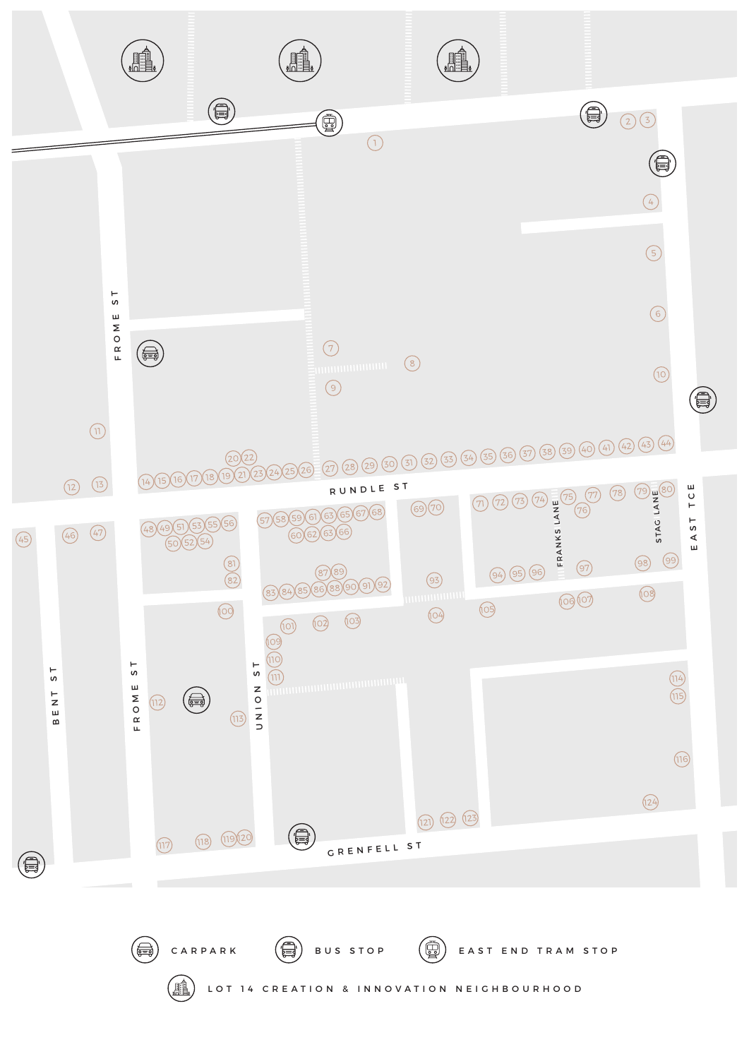FROME ST

RUNDLE ST

FRANKS LANE

STAG LANE

EAST TCE

BENT ST

FROME ST

UNION ST

GRENFELL ST

1 2 3 4 5 6 7 8 9 10 11 12 13 14 15 16 17 18 19 20 21 22 23 24 25 26 27 28 29 30 31 32 33 34 35 36 37 38 39 40 41 42 43 44 45 46 47 48 49 50 51 52 53 54 55 56 57 58 59 60 61 62 63 63 65 66 67 68 69 70 71 72 73 74 75 76 77 78 79 80 81 82 83 84 85 86 87 88 89 90 91 92 93 94 95 96 97 98 99 100 101 102 103 104 105 106 107 108 109 110 111 112 113 114 115 116 117 118 119 120 121 122 123 124

CARPARK

BUS STOP

EAST END TRAM STOP

LOT 14 CREATION & INNOVATION NEIGHBOURHOOD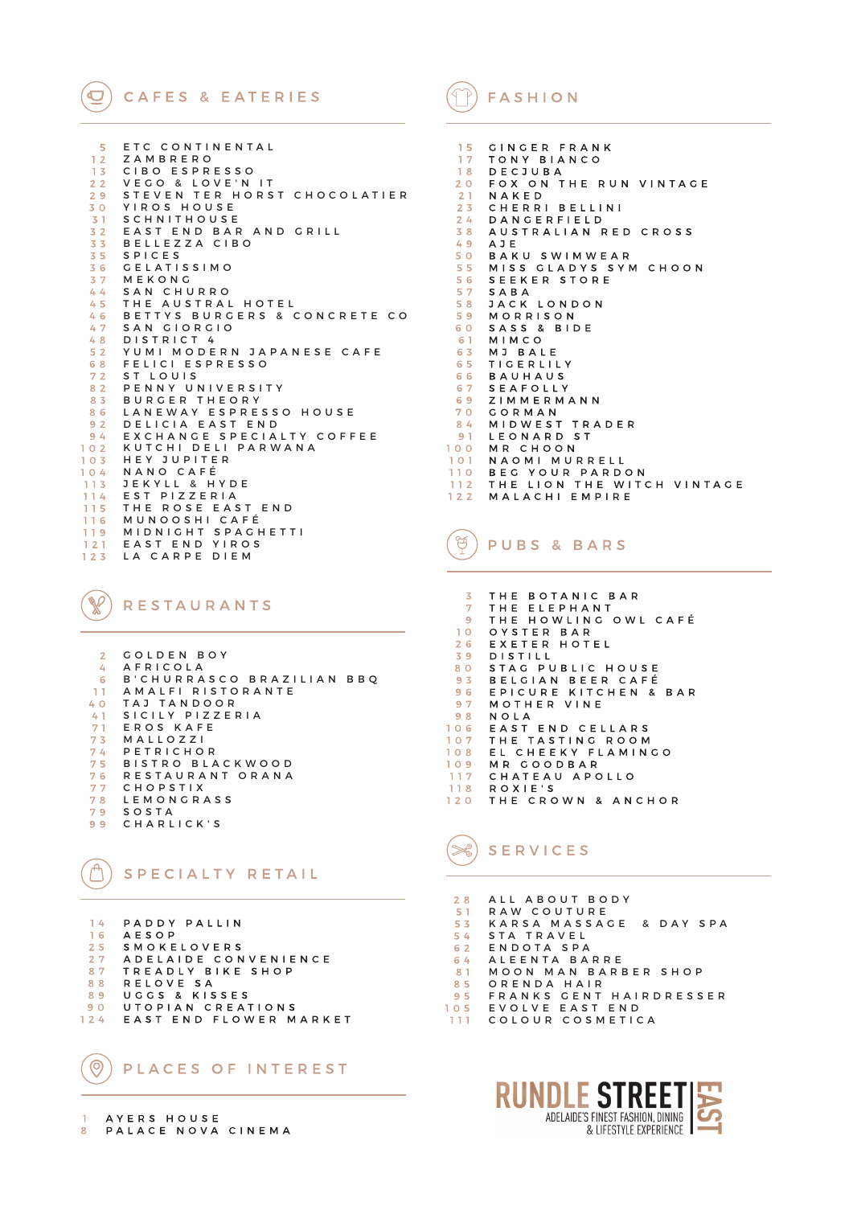## CAFES & EATERIES

5 ETC CONTINENTAL
12 ZAMBRERO
13 CIBO ESPRESSO
22 VEGO & LOVE'N IT
29 STEVEN TER HORST CHOCOLATIER
30 YIROS HOUSE
31 SCHNITHOUSE
32 EAST END BAR AND GRILL
33 BELLEZZA CIBO
35 SPICES
36 GELATISSIMO
37 MEKONG
44 SAN CHURRO
45 THE AUSTRAL HOTEL
46 BETTYS BURGERS & CONCRETE CO
47 SAN GIORGIO
48 DISTRICT 4
52 YUMI MODERN JAPANESE CAFE
68 FELICI ESPRESSO
72 ST LOUIS
82 PENNY UNIVERSITY
83 BURGER THEORY
86 LANEWAY ESPRESSO HOUSE
92 DELICIA EAST END
94 EXCHANGE SPECIALTY COFFEE
102 KUTCHI DELI PARWANA
103 HEY JUPITER
104 NANO CAFÉ
113 JEKYLL & HYDE
114 EST PIZZERIA
115 THE ROSE EAST END
116 MUNOOSHI CAFÉ
119 MIDNIGHT SPAGHETTI
121 EAST END YIROS
123 LA CARPE DIEM

## RESTAURANTS

2 GOLDEN BOY
4 AFRICOLA
6 B'CHURRASCO BRAZILIAN BBQ
11 AMALFI RISTORANTE
40 TAJ TANDOOR
41 SICILY PIZZERIA
71 EROS KAFE
73 MALLOZZI
74 PETRICHOR
75 BISTRO BLACKWOOD
76 RESTAURANT ORANA
77 CHOPSTIX
78 LEMONGRASS
79 SOSTA
99 CHARLICK'S

## SPECIALTY RETAIL

14 PADDY PALLIN
16 AESOP
25 SMOKELOVERS
27 ADELAIDE CONVENIENCE
87 TREADLY BIKE SHOP
88 RELOVE SA
89 UGGS & KISSES
90 UTOPIAN CREATIONS
124 EAST END FLOWER MARKET

## PLACES OF INTEREST

1 AYERS HOUSE
8 PALACE NOVA CINEMA

## FASHION

15 GINGER FRANK
17 TONY BIANCO
18 DECJUBA
20 FOX ON THE RUN VINTAGE
21 NAKED
23 CHERRI BELLINI
24 DANGERFIELD
38 AUSTRALIAN RED CROSS
49 AJE
50 BAKU SWIMWEAR
55 MISS GLADYS SYM CHOON
56 SEEKER STORE
57 SABA
58 JACK LONDON
59 MORRISON
60 SASS & BIDE
61 MIMCO
63 MJ BALE
65 TIGERLILY
66 BAUHAUS
67 SEAFOLLY
69 ZIMMERMANN
70 GORMAN
84 MIDWEST TRADER
91 LEONARD ST
100 MR CHOON
101 NAOMI MURRELL
110 BEG YOUR PARDON
112 THE LION THE WITCH VINTAGE
122 MALACHI EMPIRE

## PUBS & BARS

3 THE BOTANIC BAR
7 THE ELEPHANT
9 THE HOWLING OWL CAFÉ
10 OYSTER BAR
26 EXETER HOTEL
39 DISTILL
80 STAG PUBLIC HOUSE
93 BELGIAN BEER CAFÉ
96 EPICURE KITCHEN & BAR
97 MOTHER VINE
98 NOLA
106 EAST END CELLARS
107 THE TASTING ROOM
108 EL CHEEKY FLAMINGO
109 MR GOODBAR
117 CHATEAU APOLLO
118 ROXIE'S
120 THE CROWN & ANCHOR

## SERVICES

28 ALL ABOUT BODY
51 RAW COUTURE
53 KARSA MASSAGE & DAY SPA
54 STA TRAVEL
62 ENDOTA SPA
64 ALEENTA BARRE
81 MOON MAN BARBER SHOP
85 ORENDA HAIR
95 FRANKS GENT HAIRDRESSER
105 EVOLVE EAST END
111 COLOUR COSMETICA

RUNDLE STREET EAST
ADELAIDE'S FINEST FASHION, DINING & LIFESTYLE EXPERIENCE